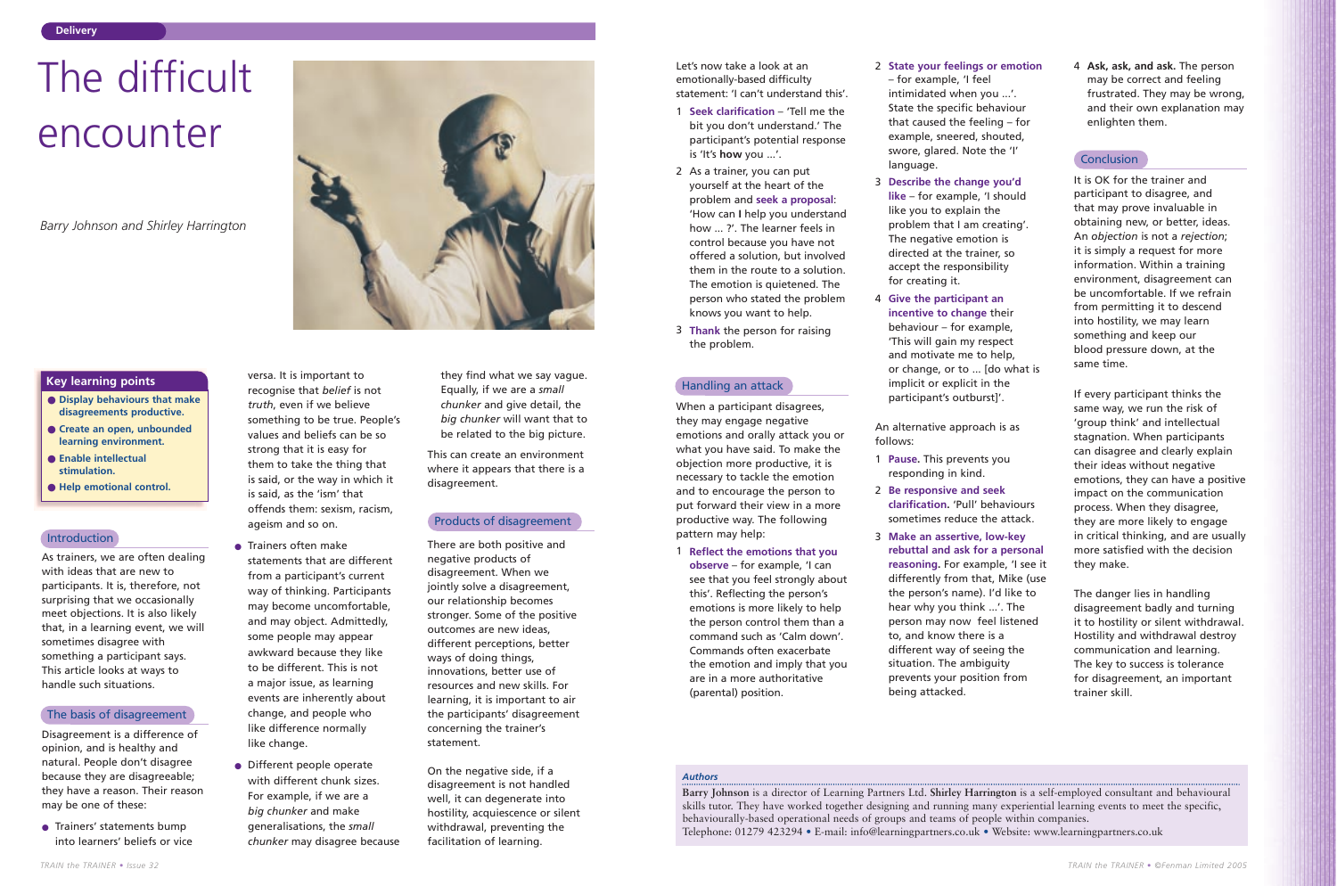# The difficult encounter

*Barry Johnson and Shirley Harrington*

## Key learning points

- Display behaviours that make disagreements productive.
- Create an open, unbounded learning environment.
- Enable intellectual stimulation.
- Help emotional control.

## Introduction

As trainers, we are often dealing with ideas that are new to participants. It is, therefore, not surprising that we occasionally meet objections. It is also likely that, in a learning event, we will sometimes disagree with something a participant says. This article looks at ways to handle such situations.

## The basis of disagreement

Disagreement is a difference of opinion, and is healthy and natural. People don't disagree because they are disagreeable; they have a reason. Their reason may be one of these:

- Trainers' statements bump into learners' beliefs or vice versa. It is important to recognise that *belief* is not *truth*, even if we believe something to be true. People's values and beliefs can be so strong that it is easy for them to take the thing that is said, or the way in which it is said, as the 'ism' that offends them: sexism, racism, ageism and so on.
- Trainers often make statements that are different from a participant's current way of thinking. Participants may become uncomfortable, and may object. Admittedly, some people may appear awkward because they like to be different. This is not a major issue, as learning events are inherently about change, and people who like difference normally like change.
- Different people operate with different chunk sizes. For example, if we are a *big chunker* and make generalisations, the *small chunker* may disagree because they find what we say vague. Equally, if we are a *small chunker* and give detail, the *big chunker* will want that to be related to the big picture.

This can create an environment where it appears that there is a disagreement.

## Products of disagreement

There are both positive and negative products of disagreement. When we jointly solve a disagreement, our relationship becomes stronger. Some of the positive outcomes are new ideas, different perceptions, better ways of doing things, innovations, better use of resources and new skills. For learning, it is important to air the participants' disagreement concerning the trainer's statement.

On the negative side, if a disagreement is not handled well, it can degenerate into hostility, acquiescence or silent withdrawal, preventing the facilitation of learning.

Let's now take a look at an emotionally-based difficulty statement: 'I can't understand this'.

1. **Seek clarification** – 'Tell me the bit you don't understand.' The participant's potential response is 'It's **how** you ...'.
2. As a trainer, you can put yourself at the heart of the problem and **seek a proposal**: 'How can **I** help you understand how ... ?'. The learner feels in control because you have not offered a solution, but involved them in the route to a solution. The emotion is quietened. The person who stated the problem knows you want to help.
3. **Thank** the person for raising the problem.

## Handling an attack

When a participant disagrees, they may engage negative emotions and orally attack you or what you have said. To make the objection more productive, it is necessary to tackle the emotion and to encourage the person to put forward their view in a more productive way. The following pattern may help:

1. **Reflect the emotions that you observe** – for example, 'I can see that you feel strongly about this'. Reflecting the person's emotions is more likely to help the person control them than a command such as 'Calm down'. Commands often exacerbate the emotion and imply that you are in a more authoritative (parental) position.
2. **State your feelings or emotion** – for example, 'I feel intimidated when you ...'. State the specific behaviour that caused the feeling – for example, sneered, shouted, swore, glared. Note the 'I' language.
3. **Describe the change you'd like** – for example, 'I should like you to explain the problem that I am creating'. The negative emotion is directed at the trainer, so accept the responsibility for creating it.
4. **Give the participant an incentive to change** their behaviour – for example, 'This will gain my respect and motivate me to help, or change, or to ... [do what is implicit or explicit in the participant's outburst]'.

An alternative approach is as follows:

1. **Pause.** This prevents you responding in kind.
2. **Be responsive and seek clarification.** 'Pull' behaviours sometimes reduce the attack.
3. **Make an assertive, low-key rebuttal and ask for a personal reasoning.** For example, 'I see it differently from that, Mike (use the person's name). I'd like to hear why you think ...'. The person may now feel listened to, and know there is a different way of seeing the situation. The ambiguity prevents your position from being attacked.
4. **Ask, ask, and ask.** The person may be correct and feeling frustrated. They may be wrong, and their own explanation may enlighten them.

## Conclusion

It is OK for the trainer and participant to disagree, and that may prove invaluable in obtaining new, or better, ideas. An *objection* is not a *rejection*; it is simply a request for more information. Within a training environment, disagreement can be uncomfortable. If we refrain from permitting it to descend into hostility, we may learn something and keep our blood pressure down, at the same time.

If every participant thinks the same way, we run the risk of 'group think' and intellectual stagnation. When participants can disagree and clearly explain their ideas without negative emotions, they can have a positive impact on the communication process. When they disagree, they are more likely to engage in critical thinking, and are usually more satisfied with the decision they make.

The danger lies in handling disagreement badly and turning it to hostility or silent withdrawal. Hostility and withdrawal destroy communication and learning. The key to success is tolerance for disagreement, an important trainer skill.

## Authors

**Barry Johnson** is a director of Learning Partners Ltd. **Shirley Harrington** is a self-employed consultant and behavioural skills tutor. They have worked together designing and running many experiential learning events to meet the specific, behaviourally-based operational needs of groups and teams of people within companies.

Telephone: 01279 423294 • E-mail: info@learningpartners.co.uk • Website: www.learningpartners.co.uk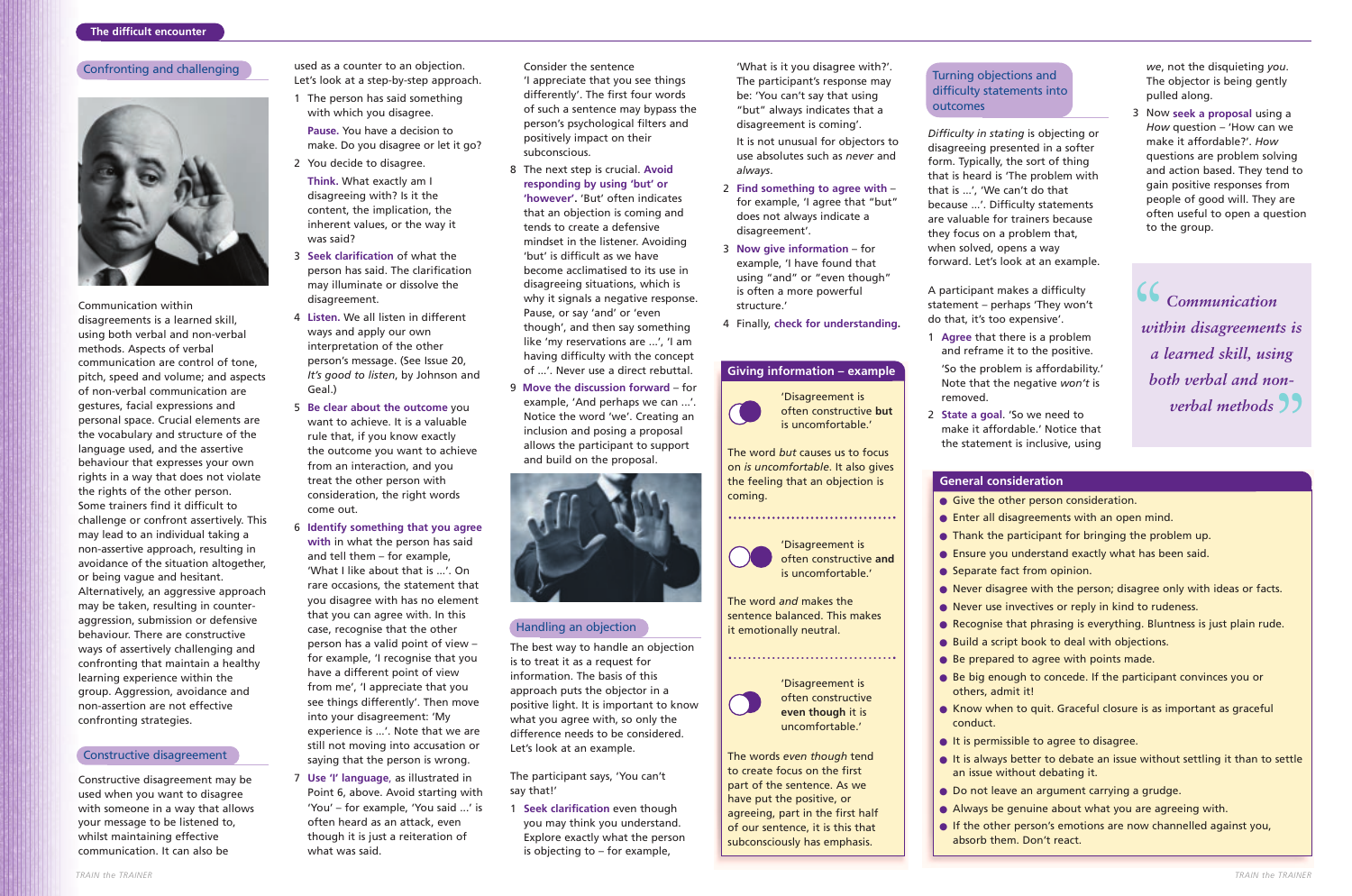# The difficult encounter

## Confronting and challenging

Communication within disagreements is a learned skill, using both verbal and non-verbal methods. Aspects of verbal communication are control of tone, pitch, speed and volume; and aspects of non-verbal communication are gestures, facial expressions and personal space. Crucial elements are the vocabulary and structure of the language used, and the assertive behaviour that expresses your own rights in a way that does not violate the rights of the other person. Some trainers find it difficult to challenge or confront assertively. This may lead to an individual taking a non-assertive approach, resulting in avoidance of the situation altogether, or being vague and hesitant. Alternatively, an aggressive approach may be taken, resulting in counter-aggression, submission or defensive behaviour. There are constructive ways of assertively challenging and confronting that maintain a healthy learning experience within the group. Aggression, avoidance and non-assertion are not effective confronting strategies.

## Constructive disagreement

Constructive disagreement may be used when you want to disagree with someone in a way that allows your message to be listened to, whilst maintaining effective communication. It can also be used as a counter to an objection. Let's look at a step-by-step approach.

1. The person has said something with which you disagree.

   **Pause.** You have a decision to make. Do you disagree or let it go?
2. You decide to disagree.

   **Think.** What exactly am I disagreeing with? Is it the content, the implication, the inherent values, or the way it was said?
3. **Seek clarification** of what the person has said. The clarification may illuminate or dissolve the disagreement.
4. **Listen.** We all listen in different ways and apply our own interpretation of the other person's message. (See Issue 20, *It's good to listen*, by Johnson and Geal.)
5. **Be clear about the outcome** you want to achieve. It is a valuable rule that, if you know exactly the outcome you want to achieve from an interaction, and you treat the other person with consideration, the right words come out.
6. **Identify something that you agree with** in what the person has said and tell them – for example, 'What I like about that is ...'. On rare occasions, the statement that you disagree with has no element that you can agree with. In this case, recognise that the other person has a valid point of view – for example, 'I recognise that you have a different point of view from me', 'I appreciate that you see things differently'. Then move into your disagreement: 'My experience is ...'. Note that we are still not moving into accusation or saying that the person is wrong.
7. **Use 'I' language**, as illustrated in Point 6, above. Avoid starting with 'You' – for example, 'You said ...' is often heard as an attack, even though it is just a reiteration of what was said.

   Consider the sentence 'I appreciate that you see things differently'. The first four words of such a sentence may bypass the person's psychological filters and positively impact on their subconscious.
8. The next step is crucial. **Avoid responding by using 'but' or 'however'.** 'But' often indicates that an objection is coming and tends to create a defensive mindset in the listener. Avoiding 'but' is difficult as we have become acclimatised to its use in disagreeing situations, which is why it signals a negative response. Pause, or say 'and' or 'even though', and then say something like 'my reservations are ...', 'I am having difficulty with the concept of ...'. Never use a direct rebuttal.
9. **Move the discussion forward** – for example, 'And perhaps we can ...'. Notice the word 'we'. Creating an inclusion and posing a proposal allows the participant to support and build on the proposal.

## Handling an objection

The best way to handle an objection is to treat it as a request for information. The basis of this approach puts the objector in a positive light. It is important to know what you agree with, so only the difference needs to be considered. Let's look at an example.

The participant says, 'You can't say that!'

1. **Seek clarification** even though you may think you understand. Explore exactly what the person is objecting to – for example, 'What is it you disagree with?'. The participant's response may be: 'You can't say that using "but" always indicates that a disagreement is coming'.

   It is not unusual for objectors to use absolutes such as *never* and *always*.
2. **Find something to agree with** – for example, 'I agree that "but" does not always indicate a disagreement'.
3. **Now give information** – for example, 'I have found that using "and" or "even though" is often a more powerful structure.'
4. Finally, **check for understanding.**

### Giving information – example

'Disagreement is often constructive **but** is uncomfortable.'

The word *but* causes us to focus on *is uncomfortable*. It also gives the feeling that an objection is coming.

'Disagreement is often constructive **and** is uncomfortable.'

The word *and* makes the sentence balanced. This makes it emotionally neutral.

'Disagreement is often constructive **even though** it is uncomfortable.'

The words *even though* tend to create focus on the first part of the sentence. As we have put the positive, or agreeing, part in the first half of our sentence, it is this that subconsciously has emphasis.

## Turning objections and difficulty statements into outcomes

*Difficulty in stating* is objecting or disagreeing presented in a softer form. Typically, the sort of thing that is heard is 'The problem with that is ...', 'We can't do that because ...'. Difficulty statements are valuable for trainers because they focus on a problem that, when solved, opens a way forward. Let's look at an example.

A participant makes a difficulty statement – perhaps 'They won't do that, it's too expensive'.

1. **Agree** that there is a problem and reframe it to the positive.

   'So the problem is affordability.' Note that the negative *won't* is removed.
2. **State a goal.** 'So we need to make it affordable.' Notice that the statement is inclusive, using *we*, not the disquieting *you*. The objector is being gently pulled along.
3. Now **seek a proposal** using a *How* question – 'How can we make it affordable?'. *How* questions are problem solving and action based. They tend to gain positive responses from people of good will. They are often useful to open a question to the group.

> "Communication within disagreements is a learned skill, using both verbal and non-verbal methods"

### General consideration

- Give the other person consideration.
- Enter all disagreements with an open mind.
- Thank the participant for bringing the problem up.
- Ensure you understand exactly what has been said.
- Separate fact from opinion.
- Never disagree with the person; disagree only with ideas or facts.
- Never use invectives or reply in kind to rudeness.
- Recognise that phrasing is everything. Bluntness is just plain rude.
- Build a script book to deal with objections.
- Be prepared to agree with points made.
- Be big enough to concede. If the participant convinces you or others, admit it!
- Know when to quit. Graceful closure is as important as graceful conduct.
- It is permissible to agree to disagree.
- It is always better to debate an issue without settling it than to settle an issue without debating it.
- Do not leave an argument carrying a grudge.
- Always be genuine about what you are agreeing with.
- If the other person's emotions are now channelled against you, absorb them. Don't react.